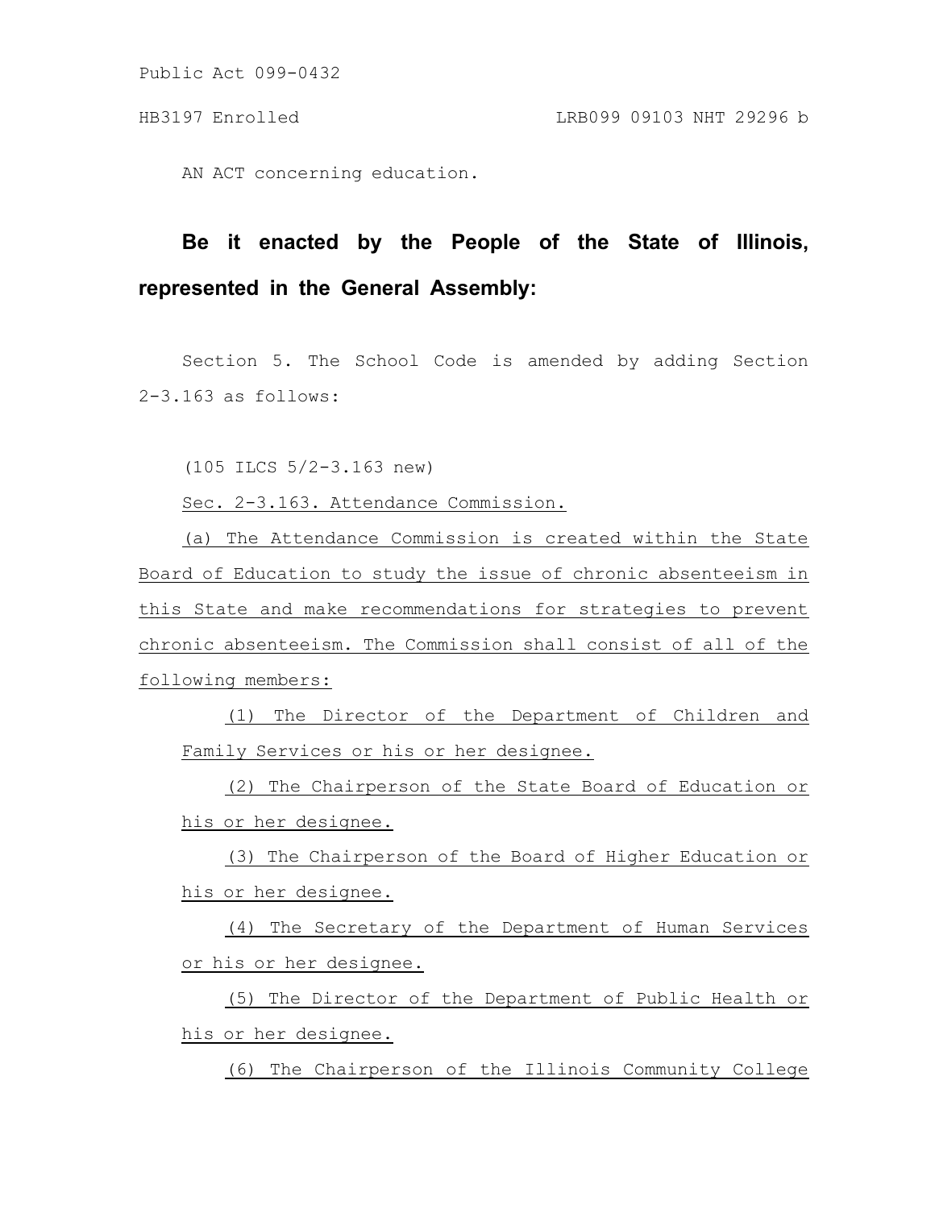Public Act 099-0432

HB3197 Enrolled LRB099 09103 NHT 29296 b

AN ACT concerning education.

**Be it enacted by the People of the State of Illinois, represented in the General Assembly:**

Section 5. The School Code is amended by adding Section 2-3.163 as follows:

(105 ILCS 5/2-3.163 new)

Sec. 2-3.163. Attendance Commission.

(a) The Attendance Commission is created within the State Board of Education to study the issue of chronic absenteeism in this State and make recommendations for strategies to prevent chronic absenteeism. The Commission shall consist of all of the following members:

(1) The Director of the Department of Children and Family Services or his or her designee.

(2) The Chairperson of the State Board of Education or his or her designee.

(3) The Chairperson of the Board of Higher Education or his or her designee.

(4) The Secretary of the Department of Human Services or his or her designee.

(5) The Director of the Department of Public Health or his or her designee.

(6) The Chairperson of the Illinois Community College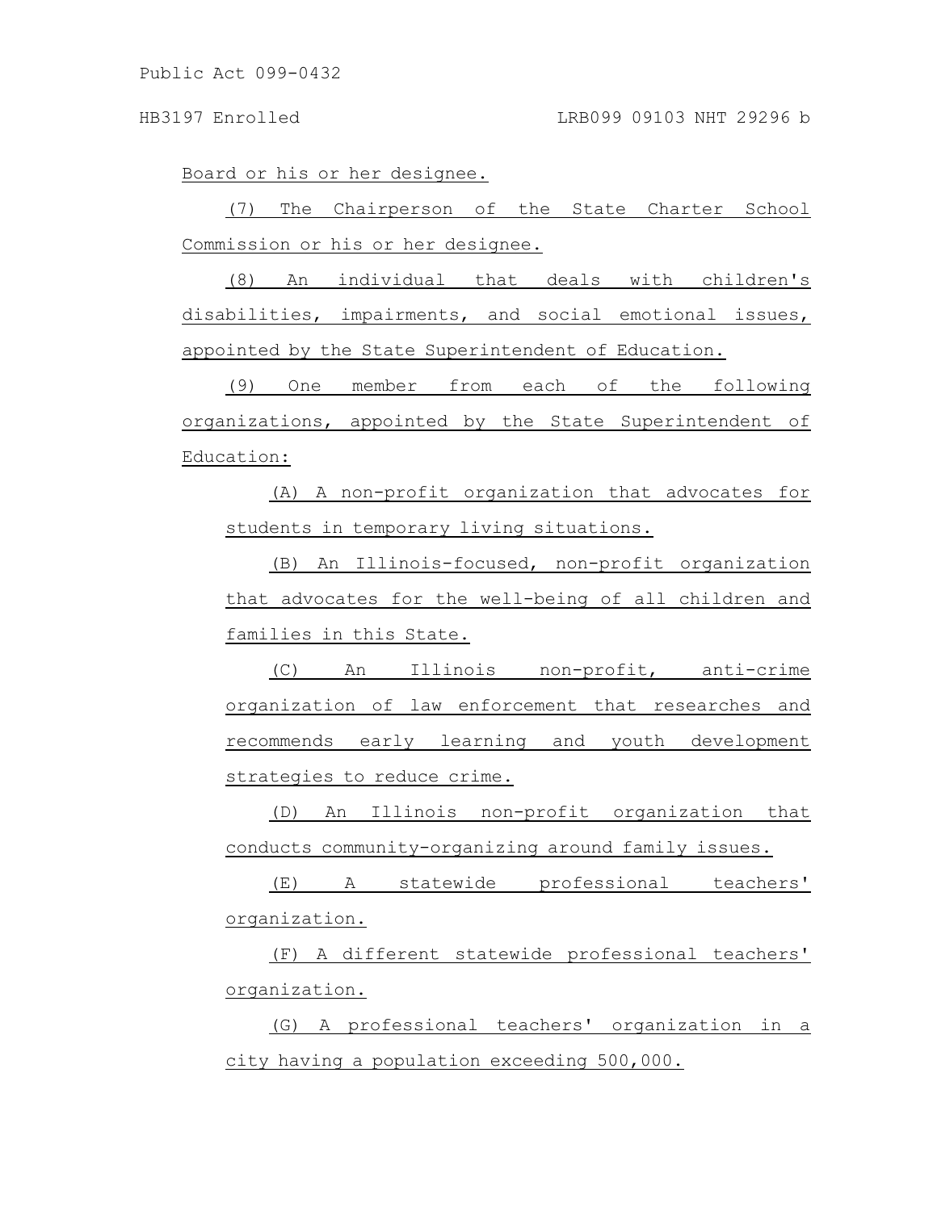Board or his or her designee.

(7) The Chairperson of the State Charter School Commission or his or her designee.

(8) An individual that deals with children's disabilities, impairments, and social emotional issues, appointed by the State Superintendent of Education.

(9) One member from each of the following organizations, appointed by the State Superintendent of Education:

(A) A non-profit organization that advocates for students in temporary living situations.

(B) An Illinois-focused, non-profit organization that advocates for the well-being of all children and families in this State.

(C) An Illinois non-profit, anti-crime organization of law enforcement that researches and recommends early learning and youth development strategies to reduce crime.

(D) An Illinois non-profit organization that conducts community-organizing around family issues.

(E) A statewide professional teachers' organization.

(F) A different statewide professional teachers' organization.

(G) A professional teachers' organization in a city having a population exceeding 500,000.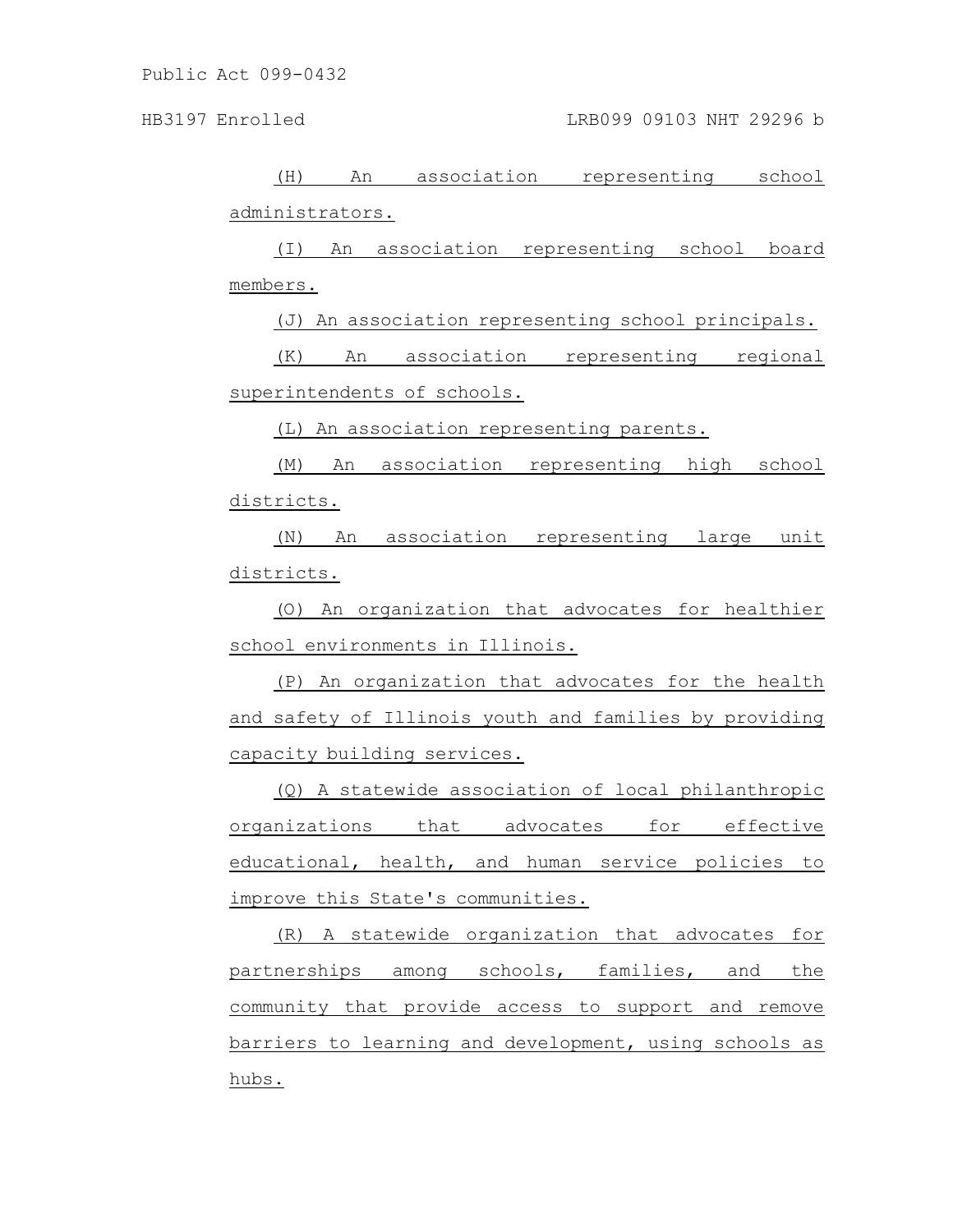(H) An association representing school administrators.

(I) An association representing school board members.

(J) An association representing school principals.

(K) An association representing regional superintendents of schools.

(L) An association representing parents.

(M) An association representing high school districts.

(N) An association representing large unit districts.

(O) An organization that advocates for healthier school environments in Illinois.

(P) An organization that advocates for the health and safety of Illinois youth and families by providing capacity building services.

(Q) A statewide association of local philanthropic organizations that advocates for effective educational, health, and human service policies to improve this State's communities.

(R) A statewide organization that advocates for partnerships among schools, families, and the community that provide access to support and remove barriers to learning and development, using schools as hubs.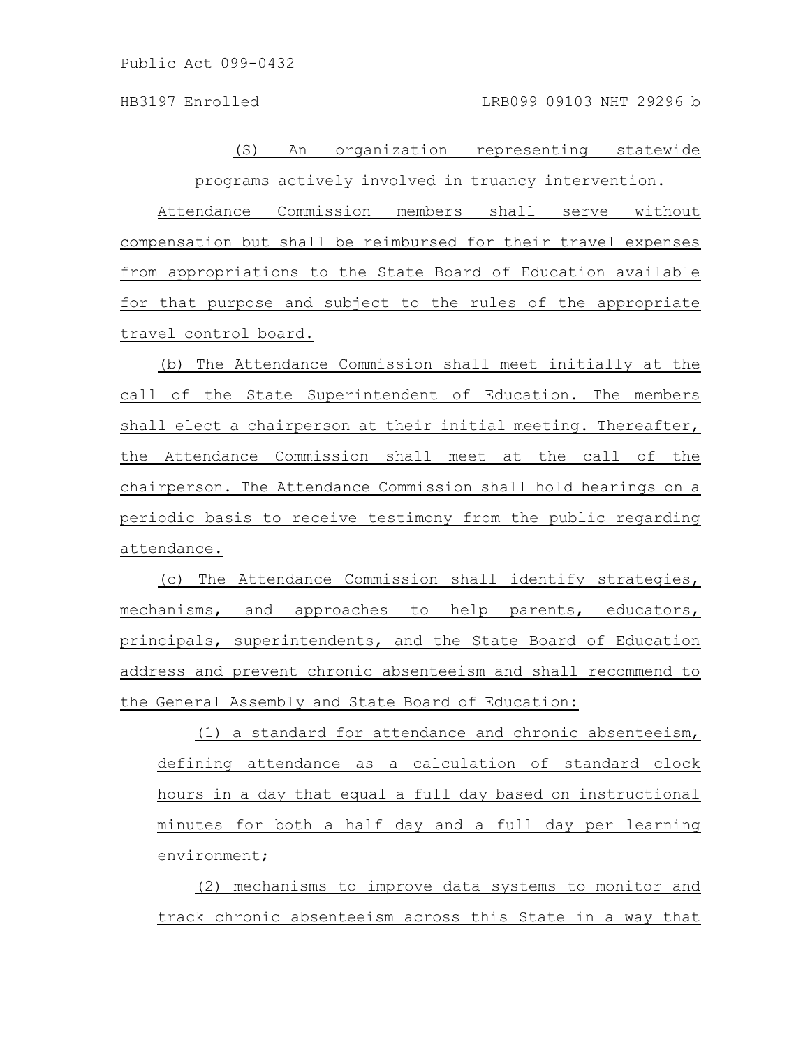(S) An organization representing statewide programs actively involved in truancy intervention.

Attendance Commission members shall serve without compensation but shall be reimbursed for their travel expenses from appropriations to the State Board of Education available for that purpose and subject to the rules of the appropriate travel control board.

(b) The Attendance Commission shall meet initially at the call of the State Superintendent of Education. The members shall elect a chairperson at their initial meeting. Thereafter, the Attendance Commission shall meet at the call of the chairperson. The Attendance Commission shall hold hearings on a periodic basis to receive testimony from the public regarding attendance.

(c) The Attendance Commission shall identify strategies, mechanisms, and approaches to help parents, educators, principals, superintendents, and the State Board of Education address and prevent chronic absenteeism and shall recommend to the General Assembly and State Board of Education:

(1) a standard for attendance and chronic absenteeism, defining attendance as a calculation of standard clock hours in a day that equal a full day based on instructional minutes for both a half day and a full day per learning environment;

(2) mechanisms to improve data systems to monitor and track chronic absenteeism across this State in a way that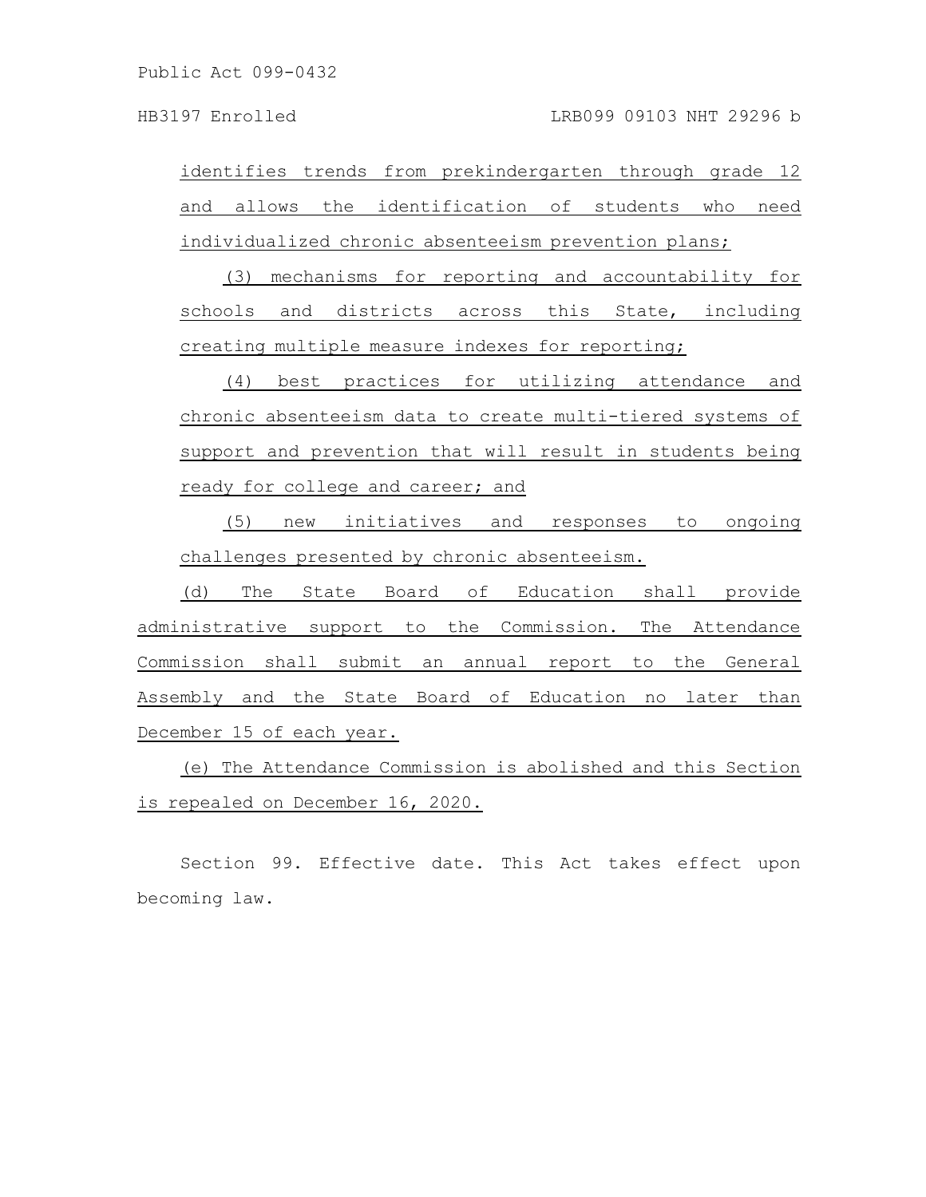identifies trends from prekindergarten through grade 12 and allows the identification of students who need individualized chronic absenteeism prevention plans;

(3) mechanisms for reporting and accountability for schools and districts across this State, including creating multiple measure indexes for reporting;

(4) best practices for utilizing attendance and chronic absenteeism data to create multi-tiered systems of support and prevention that will result in students being ready for college and career; and

(5) new initiatives and responses to ongoing challenges presented by chronic absenteeism.

(d) The State Board of Education shall provide administrative support to the Commission. The Attendance Commission shall submit an annual report to the General Assembly and the State Board of Education no later than December 15 of each year.

(e) The Attendance Commission is abolished and this Section is repealed on December 16, 2020.

Section 99. Effective date. This Act takes effect upon becoming law.